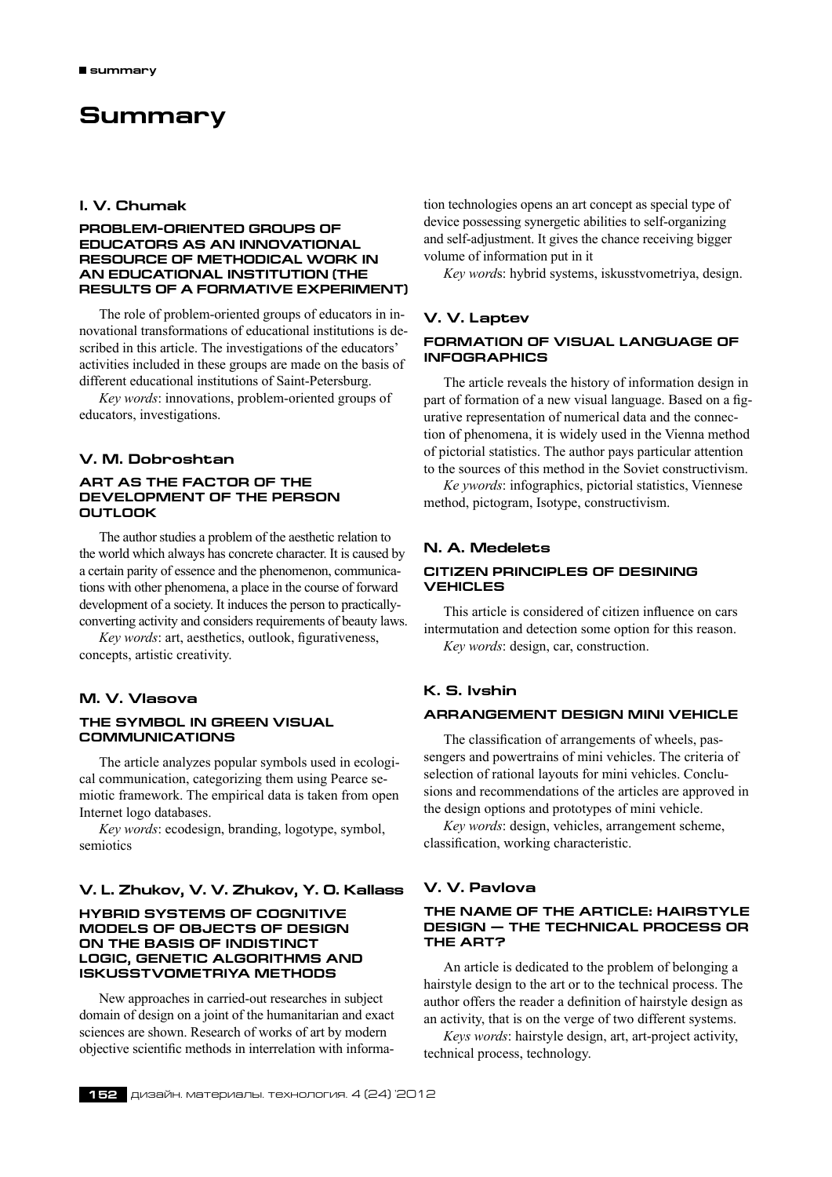# Summary

### I. V. Chumak

#### PROBLEM-ORIENTED GROUPS OF EDUCATORS AS AN INNOVATIONAL RESOURCE OF METHODICAL WORK IN AN EDUCATIONAL INSTITUTION (THE RESULTS OF A FORMATIVE EXPERIMENT)

The role of problem-oriented groups of educators in innovational transformations of educational institutions is described in this article. The investigations of the educators' activities included in these groups are made on the basis of different educational institutions of Saint-Petersburg.

*Key words*: innovations, problem-oriented groups of educators, investigations.

### V. M. Dobroshtan

#### ART AS THE FACTOR OF THE DEVELOPMENT OF THE PERSON OUTLOOK

The author studies a problem of the aesthetic relation to the world which always has concrete character. It is caused by a certain parity of essence and the phenomenon, communications with other phenomena, a place in the course of forward development of a society. It induces the person to practically-converting activity and considers requirements of beauty laws.

*Key words*: art, aesthetics, outlook, figurativeness, concepts, artistic creativity.

### M. V. Vlasova

#### THE SYMBOL IN GREEN VISUAL COMMUNICATIONS

The article analyzes popular symbols used in ecological communication, categorizing them using Pearce semiotic framework. The empirical data is taken from open Internet logo databases.

*Key words*: ecodesign, branding, logotype, symbol, semiotics

### V. L. Zhukov, V. V. Zhukov, Y. O. Kallass

#### HYBRID SYSTEMS OF COGNITIVE MODELS OF OBJECTS OF DESIGN ON THE BASIS OF INDISTINCT LOGIC, GENETIC ALGORITHMS AND ISKUSSTVOMETRIYA METHODS

New approaches in carried-out researches in subject domain of design on a joint of the humanitarian and exact sciences are shown. Research of works of art by modern objective scientific methods in interrelation with information technologies opens an art concept as special type of device possessing synergetic abilities to self-organizing and self-adjustment. It gives the chance receiving bigger volume of information put in it

*Key words*: hybrid systems, iskusstvometriya, design.

### V. V. Laptev

#### FORMATION OF VISUAL LANGUAGE OF INFOGRAPHICS

The article reveals the history of information design in part of formation of a new visual language. Based on a figurative representation of numerical data and the connection of phenomena, it is widely used in the Vienna method of pictorial statistics. The author pays particular attention to the sources of this method in the Soviet constructivism.

*Ke ywords*: infographics, pictorial statistics, Viennese method, pictogram, Isotype, constructivism.

### N. A. Medelets

#### CITIZEN PRINCIPLES OF DESINING VEHICLES

This article is considered of citizen influence on cars intermutation and detection some option for this reason.

*Key words*: design, car, construction.

### K. S. Ivshin

#### ARRANGEMENT DESIGN MINI VEHICLE

The classification of arrangements of wheels, passengers and powertrains of mini vehicles. The criteria of selection of rational layouts for mini vehicles. Conclusions and recommendations of the articles are approved in the design options and prototypes of mini vehicle.

*Key words*: design, vehicles, arrangement scheme, classification, working characteristic.

### V. V. Pavlova

#### THE NAME OF THE ARTICLE: HAIRSTYLE DESIGN — THE TECHNICAL PROCESS OR THE ART?

An article is dedicated to the problem of belonging a hairstyle design to the art or to the technical process. The author offers the reader a definition of hairstyle design as an activity, that is on the verge of two different systems.

*Keys words*: hairstyle design, art, art-project activity, technical process, technology.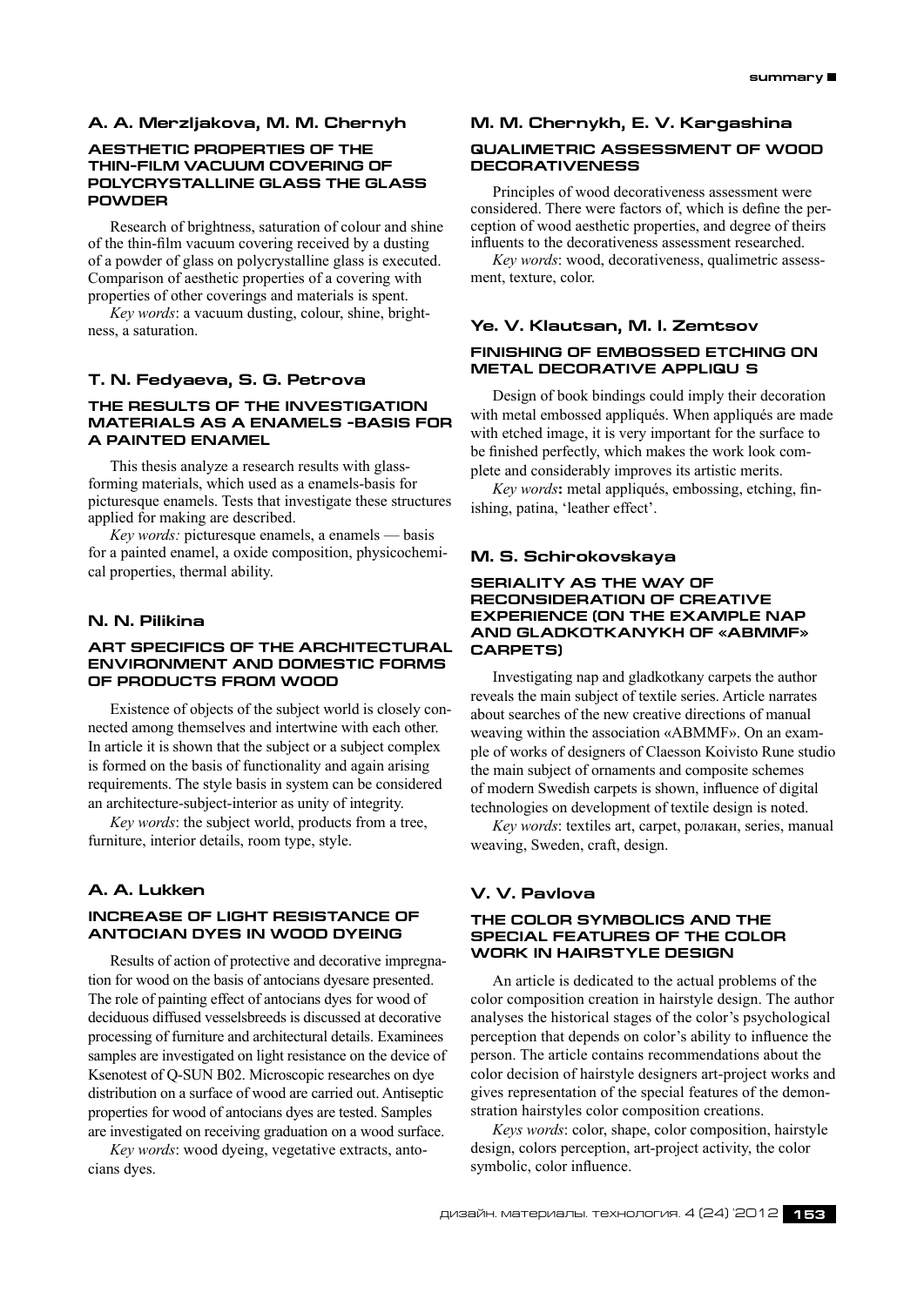## A. A. Merzljakova, M. M. Chernyh

### AESTHETIC PROPERTIES OF THE THIN-FILM VACUUM COVERING OF POLYCRYSTALLINE GLASS THE GLASS POWDER

Research of brightness, saturation of colour and shine of the thin-film vacuum covering received by a dusting of a powder of glass on polycrystalline glass is executed. Comparison of aesthetic properties of a covering with properties of other coverings and materials is spent.

*Key words*: a vacuum dusting, colour, shine, brightness, a saturation.

## T. N. Fedyaeva, S. G. Petrova

### THE RESULTS OF THE INVESTIGATION MATERIALS AS A ENAMELS -BASIS FOR A PAINTED ENAMEL

This thesis analyze a research results with glass-forming materials, which used as a enamels-basis for picturesque enamels. Tests that investigate these structures applied for making are described.

*Key words:* picturesque enamels, a enamels — basis for a painted enamel, a oxide composition, physicochemical properties, thermal ability.

## N. N. Pilikina

### ART SPECIFICS OF THE ARCHITECTURAL ENVIRONMENT AND DOMESTIC FORMS OF PRODUCTS FROM WOOD

Existence of objects of the subject world is closely connected among themselves and intertwine with each other. In article it is shown that the subject or a subject complex is formed on the basis of functionality and again arising requirements. The style basis in system can be considered an architecture-subject-interior as unity of integrity.

*Key words*: the subject world, products from a tree, furniture, interior details, room type, style.

## A. A. Lukken

### INCREASE OF LIGHT RESISTANCE OF ANTOCIAN DYES IN WOOD DYEING

Results of action of protective and decorative impregnation for wood on the basis of antocians dyesare presented. The role of painting effect of antocians dyes for wood of deciduous diffused vesselsbreeds is discussed at decorative processing of furniture and architectural details. Examinees samples are investigated on light resistance on the device of Ksenotest of Q-SUN B02. Microscopic researches on dye distribution on a surface of wood are carried out. Antiseptic properties for wood of antocians dyes are tested. Samples are investigated on receiving graduation on a wood surface.

*Key words*: wood dyeing, vegetative extracts, antocians dyes.

## M. M. Chernykh, E. V. Kargashina

### QUALIMETRIC ASSESSMENT OF WOOD DECORATIVENESS

Principles of wood decorativeness assessment were considered. There were factors of, which is define the perception of wood aesthetic properties, and degree of theirs influents to the decorativeness assessment researched.

*Key words*: wood, decorativeness, qualimetric assessment, texture, color.

## Ye. V. Klautsan, M. I. Zemtsov

### FINISHING OF EMBOSSED ETCHING ON METAL DECORATIVE APPLIQU S

Design of book bindings could imply their decoration with metal embossed appliqués. When appliqués are made with etched image, it is very important for the surface to be finished perfectly, which makes the work look complete and considerably improves its artistic merits.

*Key words***:** metal appliqués, embossing, etching, finishing, patina, 'leather effect'.

## M. S. Schirokovskaya

### SERIALITY AS THE WAY OF RECONSIDERATION OF CREATIVE EXPERIENCE (ON THE EXAMPLE NAP AND GLADKOTKANYKH OF «ABMMF» CARPETS)

Investigating nap and gladkotkany carpets the author reveals the main subject of textile series. Article narrates about searches of the new creative directions of manual weaving within the association «ABMMF». On an example of works of designers of Claesson Koivisto Rune studio the main subject of ornaments and composite schemes of modern Swedish carpets is shown, influence of digital technologies on development of textile design is noted.

*Key words*: textiles art, carpet, ролакан, series, manual weaving, Sweden, craft, design.

## V. V. Pavlova

### THE COLOR SYMBOLICS AND THE SPECIAL FEATURES OF THE COLOR WORK IN HAIRSTYLE DESIGN

An article is dedicated to the actual problems of the color composition creation in hairstyle design. The author analyses the historical stages of the color's psychological perception that depends on color's ability to influence the person. The article contains recommendations about the color decision of hairstyle designers art-project works and gives representation of the special features of the demonstration hairstyles color composition creations.

*Keys words*: color, shape, color composition, hairstyle design, colors perception, art-project activity, the color symbolic, color influence.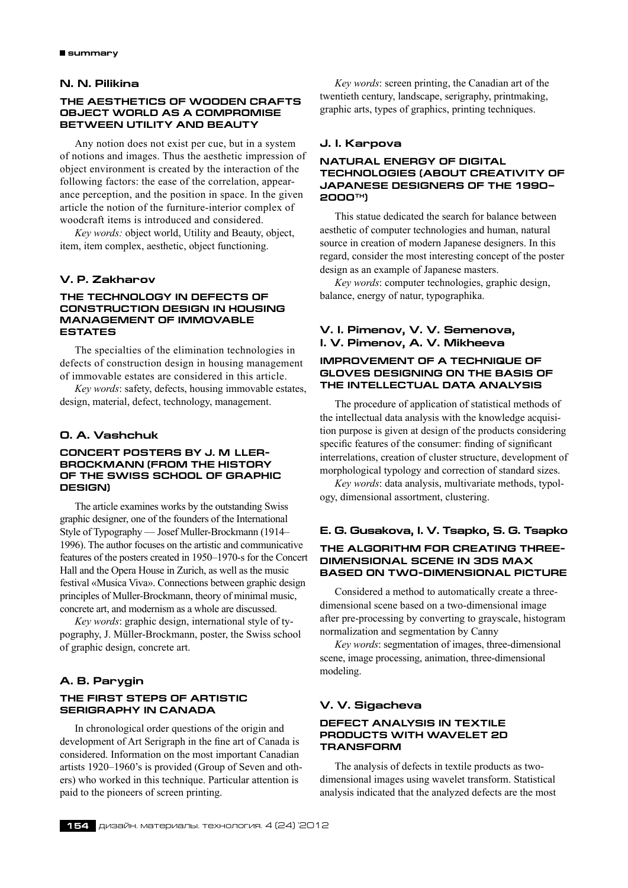## summary

### N. N. Pilikina

#### THE AESTHETICS OF WOODEN CRAFTS OBJECT WORLD AS A COMPROMISE BETWEEN UTILITY AND BEAUTY

Any notion does not exist per cue, but in a system of notions and images. Thus the aesthetic impression of object environment is created by the interaction of the following factors: the ease of the correlation, appearance perception, and the position in space. In the given article the notion of the furniture-interior complex of woodcraft items is introduced and considered.

*Key words:* object world, Utility and Beauty, object, item, item complex, aesthetic, object functioning.

### V. P. Zakharov

#### THE TECHNOLOGY IN DEFECTS OF CONSTRUCTION DESIGN IN HOUSING MANAGEMENT OF IMMOVABLE ESTATES

The specialties of the elimination technologies in defects of construction design in housing management of immovable estates are considered in this article.

*Key words*: safety, defects, housing immovable estates, design, material, defect, technology, management.

### O. A. Vashchuk

#### CONCERT POSTERS BY J. M LLER-BROCKMANN (FROM THE HISTORY OF THE SWISS SCHOOL OF GRAPHIC DESIGN)

The article examines works by the outstanding Swiss graphic designer, one of the founders of the International Style of Typography — Josef Muller-Brockmann (1914–1996). The author focuses on the artistic and communicative features of the posters created in 1950–1970-s for the Concert Hall and the Opera House in Zurich, as well as the music festival «Musica Viva». Connections between graphic design principles of Muller-Brockmann, theory of minimal music, concrete art, and modernism as a whole are discussed.

*Key words*: graphic design, international style of typography, J. Müller-Brockmann, poster, the Swiss school of graphic design, concrete art.

### A. B. Parygin

#### THE FIRST STEPS OF ARTISTIC SERIGRAPHY IN CANADA

In chronological order questions of the origin and development of Art Serigraph in the fine art of Canada is considered. Information on the most important Canadian artists 1920–1960's is provided (Group of Seven and others) who worked in this technique. Particular attention is paid to the pioneers of screen printing.

*Key words*: screen printing, the Canadian art of the twentieth century, landscape, serigraphy, printmaking, graphic arts, types of graphics, printing techniques.

### J. I. Karpova

#### NATURAL ENERGY OF DIGITAL TECHNOLOGIES (ABOUT CREATIVITY OF JAPANESE DESIGNERS OF THE 1990–2000TH)

This statue dedicated the search for balance between aesthetic of computer technologies and human, natural source in creation of modern Japanese designers. In this regard, consider the most interesting concept of the poster design as an example of Japanese masters.

*Key words*: computer technologies, graphic design, balance, energy of natur, typographika.

### V. I. Pimenov, V. V. Semenova, I. V. Pimenov, A. V. Mikheeva

#### IMPROVEMENT OF A TECHNIQUE OF GLOVES DESIGNING ON THE BASIS OF THE INTELLECTUAL DATA ANALYSIS

The procedure of application of statistical methods of the intellectual data analysis with the knowledge acquisition purpose is given at design of the products considering specific features of the consumer: finding of significant interrelations, creation of cluster structure, development of morphological typology and correction of standard sizes.

*Key words*: data analysis, multivariate methods, typology, dimensional assortment, clustering.

### E. G. Gusakova, I. V. Tsapko, S. G. Tsapko

#### THE ALGORITHM FOR CREATING THREE-DIMENSIONAL SCENE IN 3DS MAX BASED ON TWO-DIMENSIONAL PICTURE

Considered a method to automatically create a three-dimensional scene based on a two-dimensional image after pre-processing by converting to grayscale, histogram normalization and segmentation by Canny

*Key words*: segmentation of images, three-dimensional scene, image processing, animation, three-dimensional modeling.

### V. V. Sigacheva

#### DEFECT ANALYSIS IN TEXTILE PRODUCTS WITH WAVELET 2D TRANSFORM

The analysis of defects in textile products as two-dimensional images using wavelet transform. Statistical analysis indicated that the analyzed defects are the most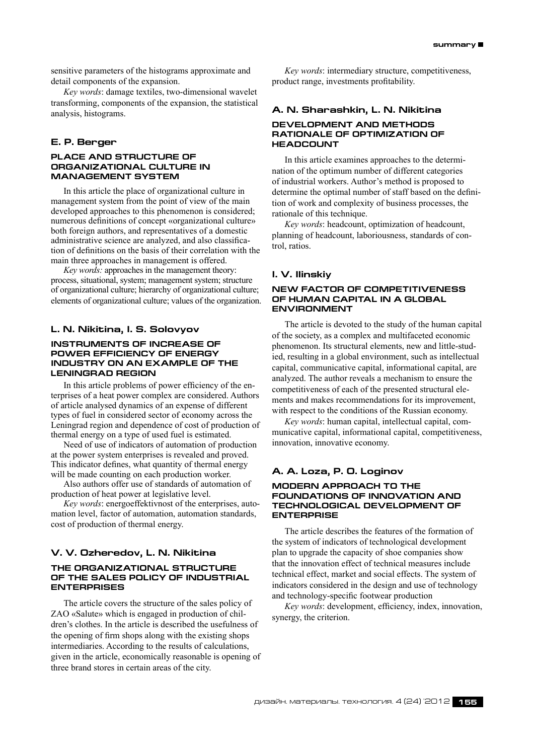sensitive parameters of the histograms approximate and detail components of the expansion.

*Key words*: damage textiles, two-dimensional wavelet transforming, components of the expansion, the statistical analysis, histograms.

### E. P. Berger

#### PLACE AND STRUCTURE OF ORGANIZATIONAL CULTURE IN MANAGEMENT SYSTEM

In this article the place of organizational culture in management system from the point of view of the main developed approaches to this phenomenon is considered; numerous definitions of concept «organizational culture» both foreign authors, and representatives of a domestic administrative science are analyzed, and also classification of definitions on the basis of their correlation with the main three approaches in management is offered.

*Key words:* approaches in the management theory: process, situational, system; management system; structure of organizational culture; hierarchy of organizational culture; elements of organizational culture; values of the organization.

### L. N. Nikitina, I. S. Solovyov

#### INSTRUMENTS OF INCREASE OF POWER EFFICIENCY OF ENERGY INDUSTRY ON AN EXAMPLE OF THE LENINGRAD REGION

In this article problems of power efficiency of the enterprises of a heat power complex are considered. Authors of article analysed dynamics of an expense of different types of fuel in considered sector of economy across the Leningrad region and dependence of cost of production of thermal energy on a type of used fuel is estimated.

Need of use of indicators of automation of production at the power system enterprises is revealed and proved. This indicator defines, what quantity of thermal energy will be made counting on each production worker.

Also authors offer use of standards of automation of production of heat power at legislative level.

*Key words*: energoeffektivnost of the enterprises, automation level, factor of automation, automation standards, cost of production of thermal energy.

### V. V. Ozheredov, L. N. Nikitina

#### THE ORGANIZATIONAL STRUCTURE OF THE SALES POLICY OF INDUSTRIAL ENTERPRISES

The article covers the structure of the sales policy of ZAO «Salute» which is engaged in production of children's clothes. In the article is described the usefulness of the opening of firm shops along with the existing shops intermediaries. According to the results of calculations, given in the article, economically reasonable is opening of three brand stores in certain areas of the city.

*Key words*: intermediary structure, competitiveness, product range, investments profitability.

### A. N. Sharashkin, L. N. Nikitina

#### DEVELOPMENT AND METHODS RATIONALE OF OPTIMIZATION OF HEADCOUNT

In this article examines approaches to the determination of the optimum number of different categories of industrial workers. Author's method is proposed to determine the optimal number of staff based on the definition of work and complexity of business processes, the rationale of this technique.

*Key words*: headcount, optimization of headcount, planning of headcount, laboriousness, standards of control, ratios.

### I. V. Ilinskiy

#### NEW FACTOR OF COMPETITIVENESS OF HUMAN CAPITAL IN A GLOBAL ENVIRONMENT

The article is devoted to the study of the human capital of the society, as a complex and multifaceted economic phenomenon. Its structural elements, new and little-studied, resulting in a global environment, such as intellectual capital, communicative capital, informational capital, are analyzed. The author reveals a mechanism to ensure the competitiveness of each of the presented structural elements and makes recommendations for its improvement, with respect to the conditions of the Russian economy.

*Key words*: human capital, intellectual capital, communicative capital, informational capital, competitiveness, innovation, innovative economy.

### A. A. Loza, P. O. Loginov

#### MODERN APPROACH TO THE FOUNDATIONS OF INNOVATION AND TECHNOLOGICAL DEVELOPMENT OF ENTERPRISE

The article describes the features of the formation of the system of indicators of technological development plan to upgrade the capacity of shoe companies show that the innovation effect of technical measures include technical effect, market and social effects. The system of indicators considered in the design and use of technology and technology-specific footwear production

*Key words*: development, efficiency, index, innovation, synergy, the criterion.